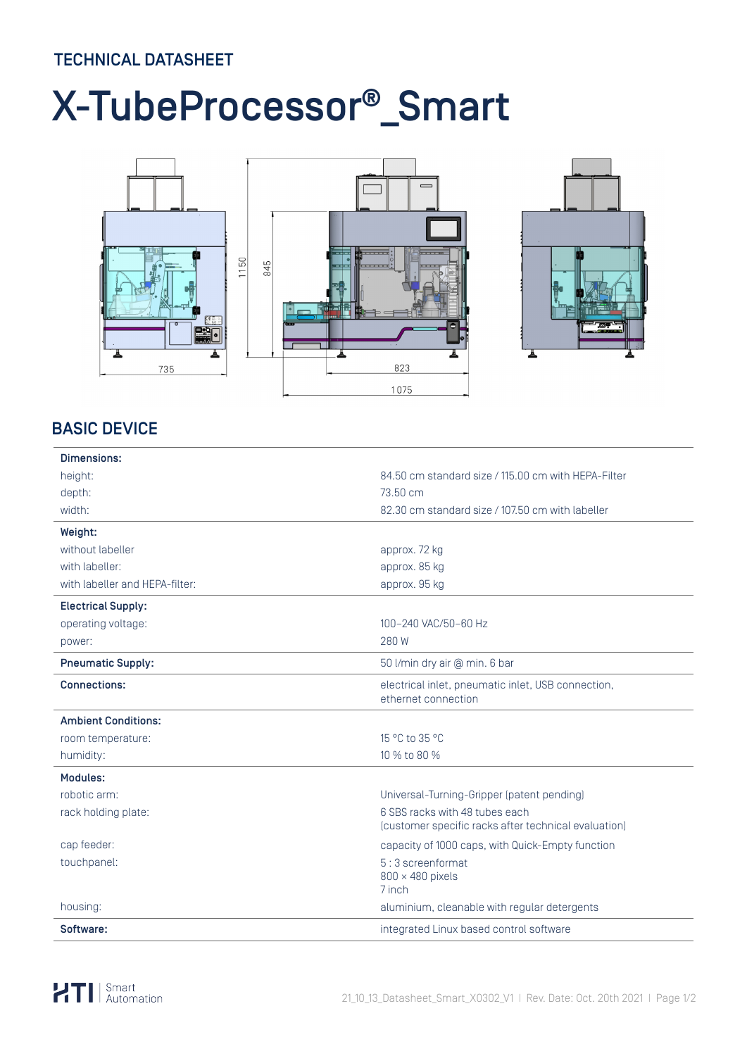# TECHNICAL DATASHEET

# X-TubeProcessor®_Smart

## BASIC DEVICE

| | |
|---|---|
| **Dimensions:** | |
| height: | 84.50 cm standard size / 115.00 cm with HEPA-Filter |
| depth: | 73.50 cm |
| width: | 82.30 cm standard size / 107.50 cm with labeller |
| **Weight:** | |
| without labeller | approx. 72 kg |
| with labeller: | approx. 85 kg |
| with labeller and HEPA-filter: | approx. 95 kg |
| **Electrical Supply:** | |
| operating voltage: | 100–240 VAC/50–60 Hz |
| power: | 280 W |
| **Pneumatic Supply:** | 50 l/min dry air @ min. 6 bar |
| **Connections:** | electrical inlet, pneumatic inlet, USB connection, ethernet connection |
| **Ambient Conditions:** | |
| room temperature: | 15 °C to 35 °C |
| humidity: | 10 % to 80 % |
| **Modules:** | |
| robotic arm: | Universal-Turning-Gripper (patent pending) |
| rack holding plate: | 6 SBS racks with 48 tubes each (customer specific racks after technical evaluation) |
| cap feeder: | capacity of 1000 caps, with Quick-Empty function |
| touchpanel: | 5 : 3 screenformat<br>800 × 480 pixels<br>7 inch |
| housing: | aluminium, cleanable with regular detergents |
| **Software:** | integrated Linux based control software |

HTI Smart Automation

21_10_13_Datasheet_Smart_X0302_V1 | Rev. Date: Oct. 20th 2021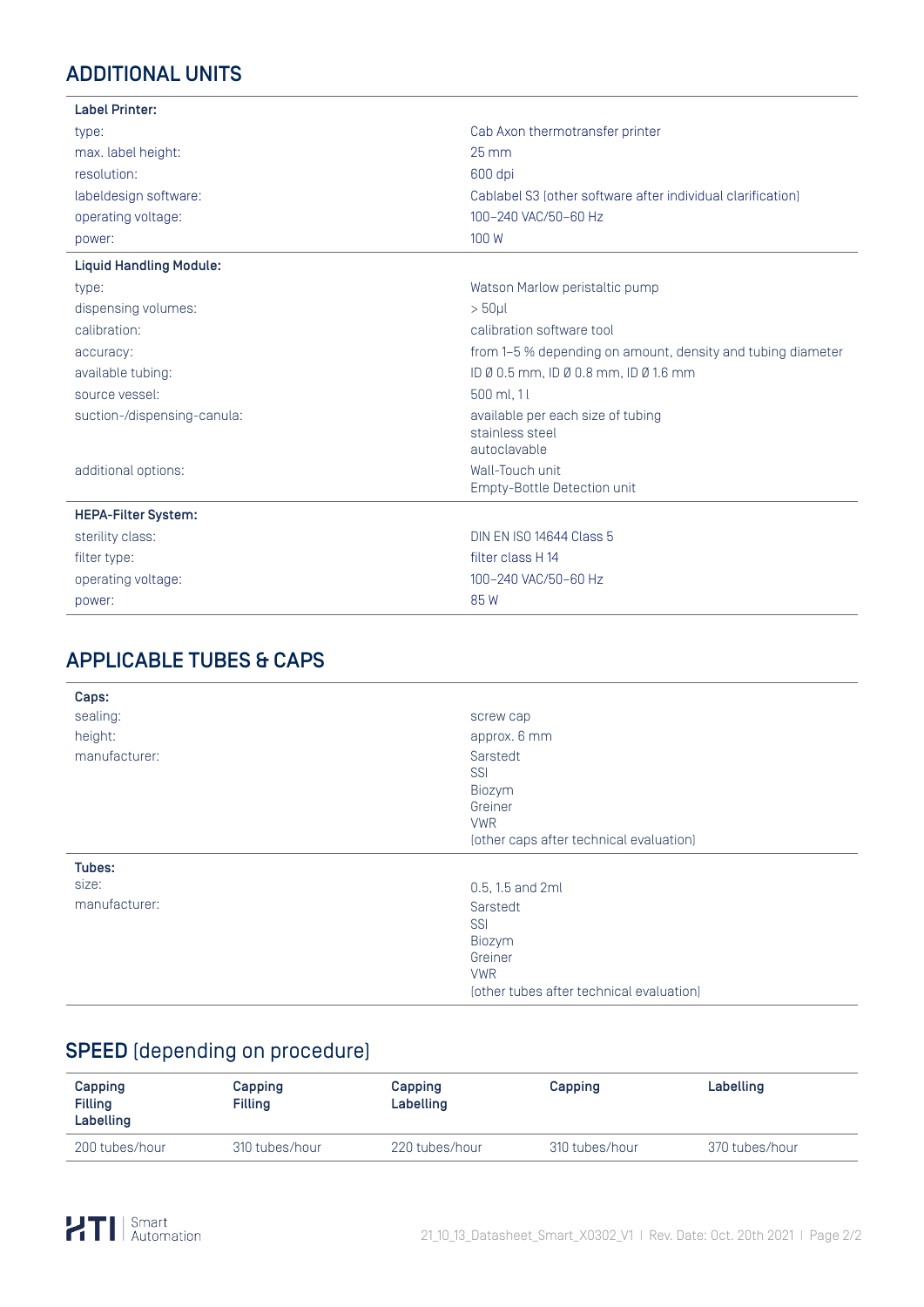## ADDITIONAL UNITS

| | |
|---|---|
| **Label Printer:** | |
| type: | Cab Axon thermotransfer printer |
| max. label height: | 25 mm |
| resolution: | 600 dpi |
| labeldesign software: | Cablabel S3 (other software after individual clarification) |
| operating voltage: | 100–240 VAC/50–60 Hz |
| power: | 100 W |
| **Liquid Handling Module:** | |
| type: | Watson Marlow peristaltic pump |
| dispensing volumes: | > 50µl |
| calibration: | calibration software tool |
| accuracy: | from 1–5 % depending on amount, density and tubing diameter |
| available tubing: | ID Ø 0.5 mm, ID Ø 0.8 mm, ID Ø 1.6 mm |
| source vessel: | 500 ml, 1 l |
| suction-/dispensing-canula: | available per each size of tubing<br>stainless steel<br>autoclavable |
| additional options: | Wall-Touch unit<br>Empty-Bottle Detection unit |
| **HEPA-Filter System:** | |
| sterility class: | DIN EN ISO 14644 Class 5 |
| filter type: | filter class H 14 |
| operating voltage: | 100–240 VAC/50–60 Hz |
| power: | 85 W |

## APPLICABLE TUBES & CAPS

| | |
|---|---|
| **Caps:** | |
| sealing: | screw cap |
| height: | approx. 6 mm |
| manufacturer: | Sarstedt<br>SSI<br>Biozym<br>Greiner<br>VWR<br>(other caps after technical evaluation) |
| **Tubes:** | |
| size: | 0.5, 1.5 and 2ml |
| manufacturer: | Sarstedt<br>SSI<br>Biozym<br>Greiner<br>VWR<br>(other tubes after technical evaluation) |

## SPEED (depending on procedure)

| Capping Filling Labelling | Capping Filling | Capping Labelling | Capping | Labelling |
|---|---|---|---|---|
| 200 tubes/hour | 310 tubes/hour | 220 tubes/hour | 310 tubes/hour | 370 tubes/hour |

HTI Smart Automation

21_10_13_Datasheet_Smart_X0302_V1 | Rev. Date: Oct. 20th 2021